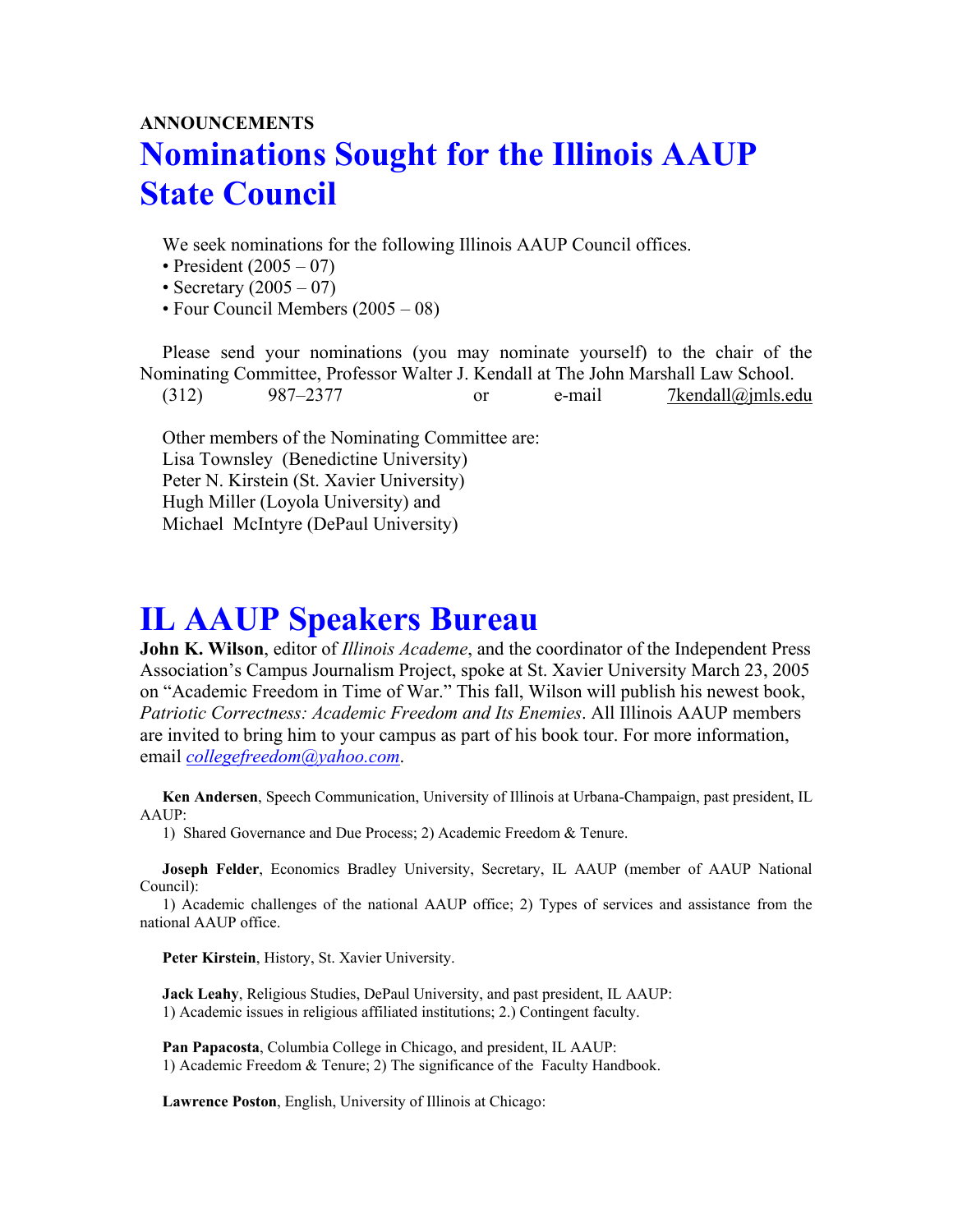**ANNOUNCEMENTS**

# Nominations Sought for the Illinois AAUP State Council

We seek nominations for the following Illinois AAUP Council offices.

- President (2005 – 07)
- Secretary (2005 – 07)
- Four Council Members (2005 – 08)

Please send your nominations (you may nominate yourself) to the chair of the Nominating Committee, Professor Walter J. Kendall at The John Marshall Law School. (312) 987–2377 or e-mail 7kendall@jmls.edu

Other members of the Nominating Committee are:
Lisa Townsley (Benedictine University)
Peter N. Kirstein (St. Xavier University)
Hugh Miller (Loyola University) and
Michael McIntyre (DePaul University)

# IL AAUP Speakers Bureau

**John K. Wilson**, editor of *Illinois Academe*, and the coordinator of the Independent Press Association's Campus Journalism Project, spoke at St. Xavier University March 23, 2005 on "Academic Freedom in Time of War." This fall, Wilson will publish his newest book, *Patriotic Correctness: Academic Freedom and Its Enemies*. All Illinois AAUP members are invited to bring him to your campus as part of his book tour. For more information, email *collegefreedom@yahoo.com*.

**Ken Andersen**, Speech Communication, University of Illinois at Urbana-Champaign, past president, IL AAUP:
1) Shared Governance and Due Process; 2) Academic Freedom & Tenure.

**Joseph Felder**, Economics Bradley University, Secretary, IL AAUP (member of AAUP National Council):
1) Academic challenges of the national AAUP office; 2) Types of services and assistance from the national AAUP office.

**Peter Kirstein**, History, St. Xavier University.

**Jack Leahy**, Religious Studies, DePaul University, and past president, IL AAUP:
1) Academic issues in religious affiliated institutions; 2.) Contingent faculty.

**Pan Papacosta**, Columbia College in Chicago, and president, IL AAUP:
1) Academic Freedom & Tenure; 2) The significance of the Faculty Handbook.

**Lawrence Poston**, English, University of Illinois at Chicago: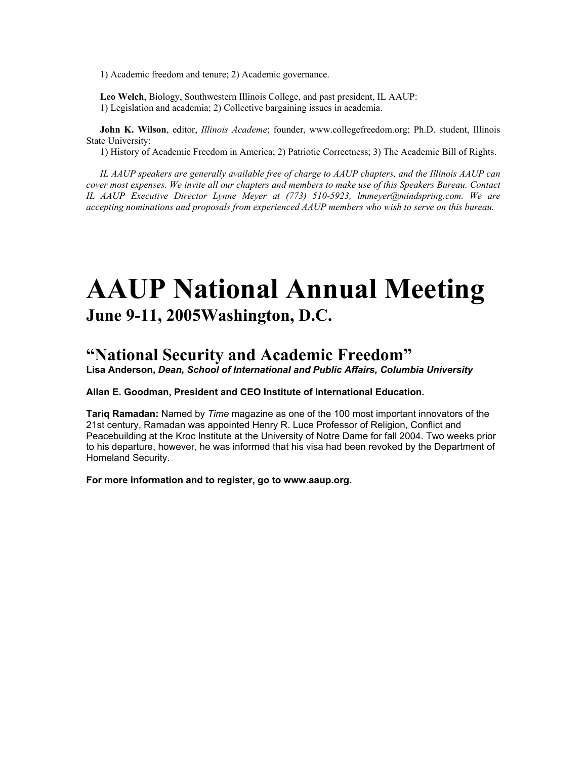1) Academic freedom and tenure; 2) Academic governance.

**Leo Welch**, Biology, Southwestern Illinois College, and past president, IL AAUP:
1) Legislation and academia; 2) Collective bargaining issues in academia.

**John K. Wilson**, editor, *Illinois Academe*; founder, www.collegefreedom.org; Ph.D. student, Illinois State University:
1) History of Academic Freedom in America; 2) Patriotic Correctness; 3) The Academic Bill of Rights.

*IL AAUP speakers are generally available free of charge to AAUP chapters, and the Illinois AAUP can cover most expenses. We invite all our chapters and members to make use of this Speakers Bureau. Contact IL AAUP Executive Director Lynne Meyer at (773) 510-5923, lmmeyer@mindspring.com. We are accepting nominations and proposals from experienced AAUP members who wish to serve on this bureau.*

# AAUP National Annual Meeting

## June 9-11, 2005Washington, D.C.

## "National Security and Academic Freedom"

**Lisa Anderson,** ***Dean, School of International and Public Affairs, Columbia University***

**Allan E. Goodman, President and CEO Institute of International Education.**

**Tariq Ramadan:** Named by *Time* magazine as one of the 100 most important innovators of the 21st century, Ramadan was appointed Henry R. Luce Professor of Religion, Conflict and Peacebuilding at the Kroc Institute at the University of Notre Dame for fall 2004. Two weeks prior to his departure, however, he was informed that his visa had been revoked by the Department of Homeland Security.

**For more information and to register, go to www.aaup.org.**